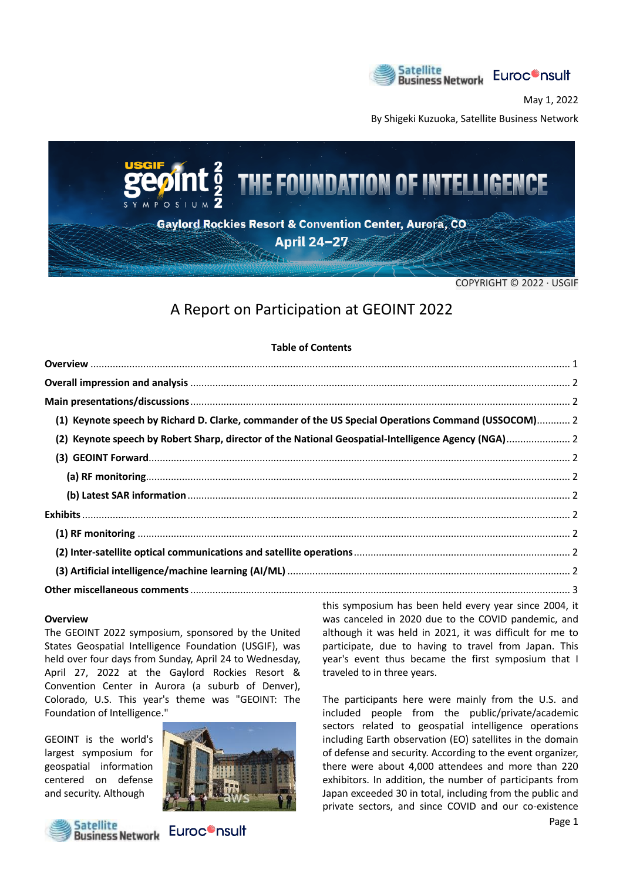May 1, 2022

By Shigeki Kuzuoka, Satellite Business Network

COPYRIGHT © 2022 · USGIF

# A Report on Participation at GEOINT 2022

**Table of Contents**

**Overview** ..... 1
**Overall impression and analysis** ..... 2
**Main presentations/discussions** ..... 2
- **(1) Keynote speech by Richard D. Clarke, commander of the US Special Operations Command (USSOCOM)** ..... 2
- **(2) Keynote speech by Robert Sharp, director of the National Geospatial-Intelligence Agency (NGA)** ..... 2
- **(3) GEOINT Forward** ..... 2
  - **(a) RF monitoring** ..... 2
  - **(b) Latest SAR information** ..... 2

**Exhibits** ..... 2
- **(1) RF monitoring** ..... 2
- **(2) Inter-satellite optical communications and satellite operations** ..... 2
- **(3) Artificial intelligence/machine learning (AI/ML)** ..... 2

**Other miscellaneous comments** ..... 3

## Overview

The GEOINT 2022 symposium, sponsored by the United States Geospatial Intelligence Foundation (USGIF), was held over four days from Sunday, April 24 to Wednesday, April 27, 2022 at the Gaylord Rockies Resort & Convention Center in Aurora (a suburb of Denver), Colorado, U.S. This year's theme was "GEOINT: The Foundation of Intelligence."

GEOINT is the world's largest symposium for geospatial information centered on defense and security. Although this symposium has been held every year since 2004, it was canceled in 2020 due to the COVID pandemic, and although it was held in 2021, it was difficult for me to participate, due to having to travel from Japan. This year's event thus became the first symposium that I traveled to in three years.

The participants here were mainly from the U.S. and included people from the public/private/academic sectors related to geospatial intelligence operations including Earth observation (EO) satellites in the domain of defense and security. According to the event organizer, there were about 4,000 attendees and more than 220 exhibitors. In addition, the number of participants from Japan exceeded 30 in total, including from the public and private sectors, and since COVID and our co-existence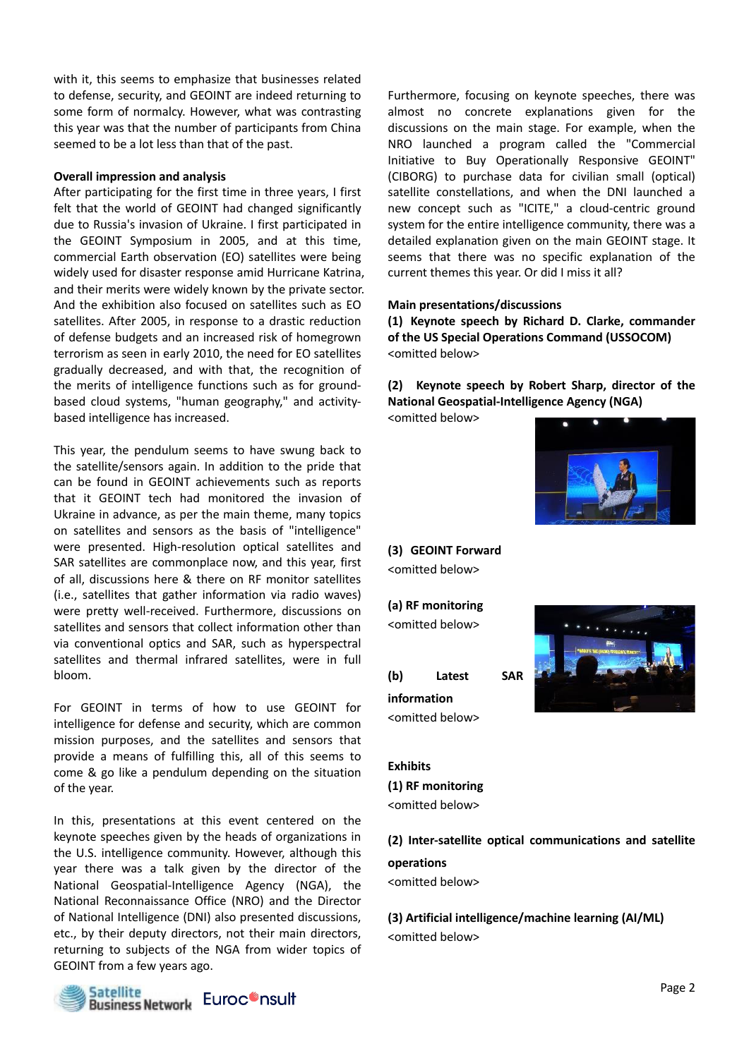with it, this seems to emphasize that businesses related to defense, security, and GEOINT are indeed returning to some form of normalcy. However, what was contrasting this year was that the number of participants from China seemed to be a lot less than that of the past.

**Overall impression and analysis**

After participating for the first time in three years, I first felt that the world of GEOINT had changed significantly due to Russia's invasion of Ukraine. I first participated in the GEOINT Symposium in 2005, and at this time, commercial Earth observation (EO) satellites were being widely used for disaster response amid Hurricane Katrina, and their merits were widely known by the private sector. And the exhibition also focused on satellites such as EO satellites. After 2005, in response to a drastic reduction of defense budgets and an increased risk of homegrown terrorism as seen in early 2010, the need for EO satellites gradually decreased, and with that, the recognition of the merits of intelligence functions such as for ground-based cloud systems, "human geography," and activity-based intelligence has increased.

This year, the pendulum seems to have swung back to the satellite/sensors again. In addition to the pride that can be found in GEOINT achievements such as reports that it GEOINT tech had monitored the invasion of Ukraine in advance, as per the main theme, many topics on satellites and sensors as the basis of "intelligence" were presented. High-resolution optical satellites and SAR satellites are commonplace now, and this year, first of all, discussions here & there on RF monitor satellites (i.e., satellites that gather information via radio waves) were pretty well-received. Furthermore, discussions on satellites and sensors that collect information other than via conventional optics and SAR, such as hyperspectral satellites and thermal infrared satellites, were in full bloom.

For GEOINT in terms of how to use GEOINT for intelligence for defense and security, which are common mission purposes, and the satellites and sensors that provide a means of fulfilling this, all of this seems to come & go like a pendulum depending on the situation of the year.

In this, presentations at this event centered on the keynote speeches given by the heads of organizations in the U.S. intelligence community. However, although this year there was a talk given by the director of the National Geospatial-Intelligence Agency (NGA), the National Reconnaissance Office (NRO) and the Director of National Intelligence (DNI) also presented discussions, etc., by their deputy directors, not their main directors, returning to subjects of the NGA from wider topics of GEOINT from a few years ago.

Furthermore, focusing on keynote speeches, there was almost no concrete explanations given for the discussions on the main stage. For example, when the NRO launched a program called the "Commercial Initiative to Buy Operationally Responsive GEOINT" (CIBORG) to purchase data for civilian small (optical) satellite constellations, and when the DNI launched a new concept such as "ICITE," a cloud-centric ground system for the entire intelligence community, there was a detailed explanation given on the main GEOINT stage. It seems that there was no specific explanation of the current themes this year. Or did I miss it all?

**Main presentations/discussions**

**(1) Keynote speech by Richard D. Clarke, commander of the US Special Operations Command (USSOCOM)**

<omitted below>

**(2) Keynote speech by Robert Sharp, director of the National Geospatial-Intelligence Agency (NGA)**

<omitted below>

**(3) GEOINT Forward**

<omitted below>

**(a) RF monitoring**

<omitted below>

**(b) Latest SAR information**

<omitted below>

**Exhibits**

**(1) RF monitoring**

<omitted below>

**(2) Inter-satellite optical communications and satellite operations**

<omitted below>

**(3) Artificial intelligence/machine learning (AI/ML)**

<omitted below>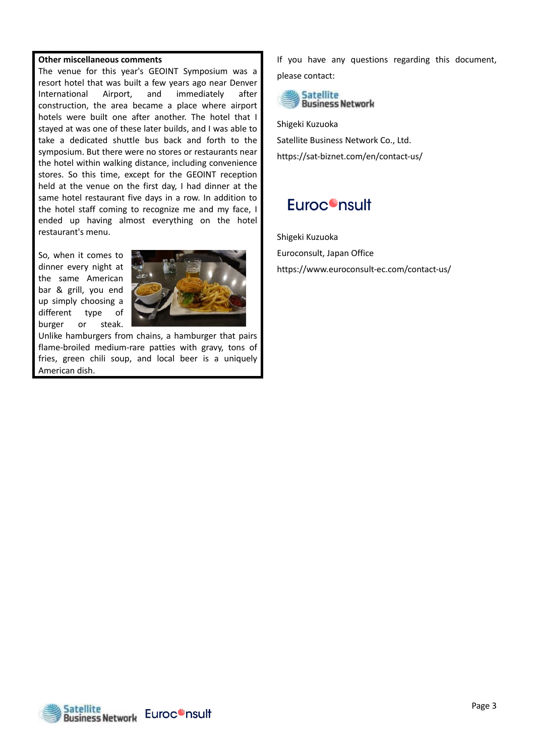**Other miscellaneous comments**

The venue for this year's GEOINT Symposium was a resort hotel that was built a few years ago near Denver International Airport, and immediately after construction, the area became a place where airport hotels were built one after another. The hotel that I stayed at was one of these later builds, and I was able to take a dedicated shuttle bus back and forth to the symposium. But there were no stores or restaurants near the hotel within walking distance, including convenience stores. So this time, except for the GEOINT reception held at the venue on the first day, I had dinner at the same hotel restaurant five days in a row. In addition to the hotel staff coming to recognize me and my face, I ended up having almost everything on the hotel restaurant's menu.

So, when it comes to dinner every night at the same American bar & grill, you end up simply choosing a different type of burger or steak. Unlike hamburgers from chains, a hamburger that pairs flame-broiled medium-rare patties with gravy, tons of fries, green chili soup, and local beer is a uniquely American dish.

If you have any questions regarding this document, please contact:

Satellite Business Network

Shigeki Kuzuoka

Satellite Business Network Co., Ltd.

https://sat-biznet.com/en/contact-us/

Euroconsult

Shigeki Kuzuoka

Euroconsult, Japan Office

https://www.euroconsult-ec.com/contact-us/